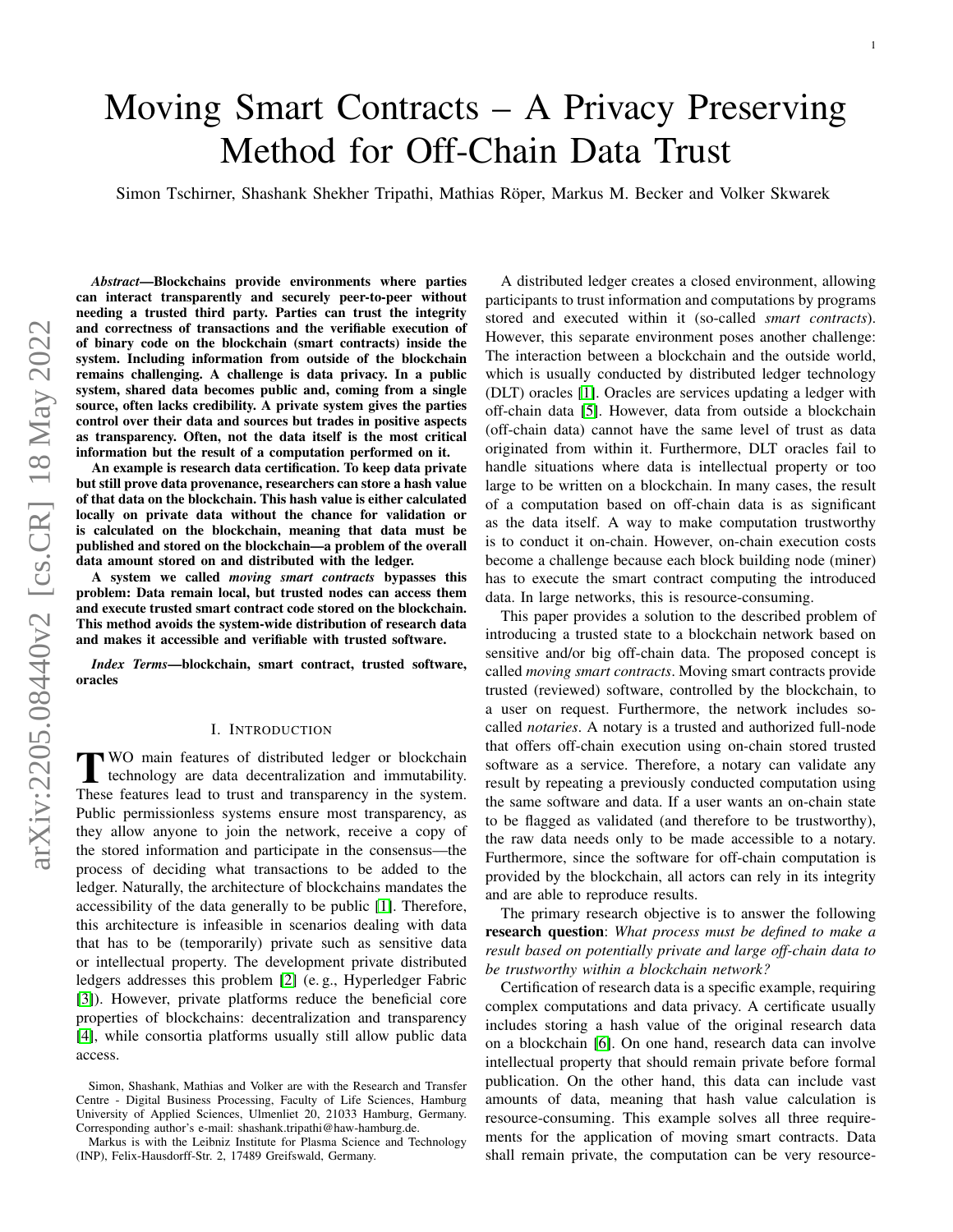# Moving Smart Contracts – A Privacy Preserving Method for Off-Chain Data Trust

Simon Tschirner, Shashank Shekher Tripathi, Mathias Röper, Markus M. Becker and Volker Skwarek

***Abstract*—Blockchains provide environments where parties can interact transparently and securely peer-to-peer without needing a trusted third party. Parties can trust the integrity and correctness of transactions and the verifiable execution of binary code on the blockchain (smart contracts) inside the system. Including information from outside of the blockchain remains challenging. A challenge is data privacy. In a public system, shared data becomes public and, coming from a single source, often lacks credibility. A private system gives the parties control over their data and sources but trades in positive aspects as transparency. Often, not the data itself is the most critical information but the result of a computation performed on it.**

**An example is research data certification. To keep data private but still prove data provenance, researchers can store a hash value of that data on the blockchain. This hash value is either calculated locally on private data without the chance for validation or is calculated on the blockchain, meaning that data must be published and stored on the blockchain—a problem of the overall data amount stored on and distributed with the ledger.**

**A system we called *moving smart contracts* bypasses this problem: Data remain local, but trusted nodes can access them and execute trusted smart contract code stored on the blockchain. This method avoids the system-wide distribution of research data and makes it accessible and verifiable with trusted software.**

***Index Terms*—blockchain, smart contract, trusted software, oracles**

## I. Introduction

Two main features of distributed ledger or blockchain technology are data decentralization and immutability. These features lead to trust and transparency in the system. Public permissionless systems ensure most transparency, as they allow anyone to join the network, receive a copy of the stored information and participate in the consensus—the process of deciding what transactions to be added to the ledger. Naturally, the architecture of blockchains mandates the accessibility of the data generally to be public [1]. Therefore, this architecture is infeasible in scenarios dealing with data that has to be (temporarily) private such as sensitive data or intellectual property. The development private distributed ledgers addresses this problem [2] (e. g., Hyperledger Fabric [3]). However, private platforms reduce the beneficial core properties of blockchains: decentralization and transparency [4], while consortia platforms usually still allow public data access.

A distributed ledger creates a closed environment, allowing participants to trust information and computations by programs stored and executed within it (so-called *smart contracts*). However, this separate environment poses another challenge: The interaction between a blockchain and the outside world, which is usually conducted by distributed ledger technology (DLT) oracles [1]. Oracles are services updating a ledger with off-chain data [5]. However, data from outside a blockchain (off-chain data) cannot have the same level of trust as data originated from within it. Furthermore, DLT oracles fail to handle situations where data is intellectual property or too large to be written on a blockchain. In many cases, the result of a computation based on off-chain data is as significant as the data itself. A way to make computation trustworthy is to conduct it on-chain. However, on-chain execution costs become a challenge because each block building node (miner) has to execute the smart contract computing the introduced data. In large networks, this is resource-consuming.

This paper provides a solution to the described problem of introducing a trusted state to a blockchain network based on sensitive and/or big off-chain data. The proposed concept is called *moving smart contracts*. Moving smart contracts provide trusted (reviewed) software, controlled by the blockchain, to a user on request. Furthermore, the network includes so-called *notaries*. A notary is a trusted and authorized full-node that offers off-chain execution using on-chain stored trusted software as a service. Therefore, a notary can validate any result by repeating a previously conducted computation using the same software and data. If a user wants an on-chain state to be flagged as validated (and therefore to be trustworthy), the raw data needs only to be made accessible to a notary. Furthermore, since the software for off-chain computation is provided by the blockchain, all actors can rely in its integrity and are able to reproduce results.

The primary research objective is to answer the following **research question**: *What process must be defined to make a result based on potentially private and large off-chain data to be trustworthy within a blockchain network?*

Certification of research data is a specific example, requiring complex computations and data privacy. A certificate usually includes storing a hash value of the original research data on a blockchain [6]. On one hand, research data can involve intellectual property that should remain private before formal publication. On the other hand, this data can include vast amounts of data, meaning that hash value calculation is resource-consuming. This example solves all three requirements for the application of moving smart contracts. Data shall remain private, the computation can be very resource-

Simon, Shashank, Mathias and Volker are with the Research and Transfer Centre - Digital Business Processing, Faculty of Life Sciences, Hamburg University of Applied Sciences, Ulmenliet 20, 21033 Hamburg, Germany. Corresponding author's e-mail: shashank.tripathi@haw-hamburg.de.

Markus is with the Leibniz Institute for Plasma Science and Technology (INP), Felix-Hausdorff-Str. 2, 17489 Greifswald, Germany.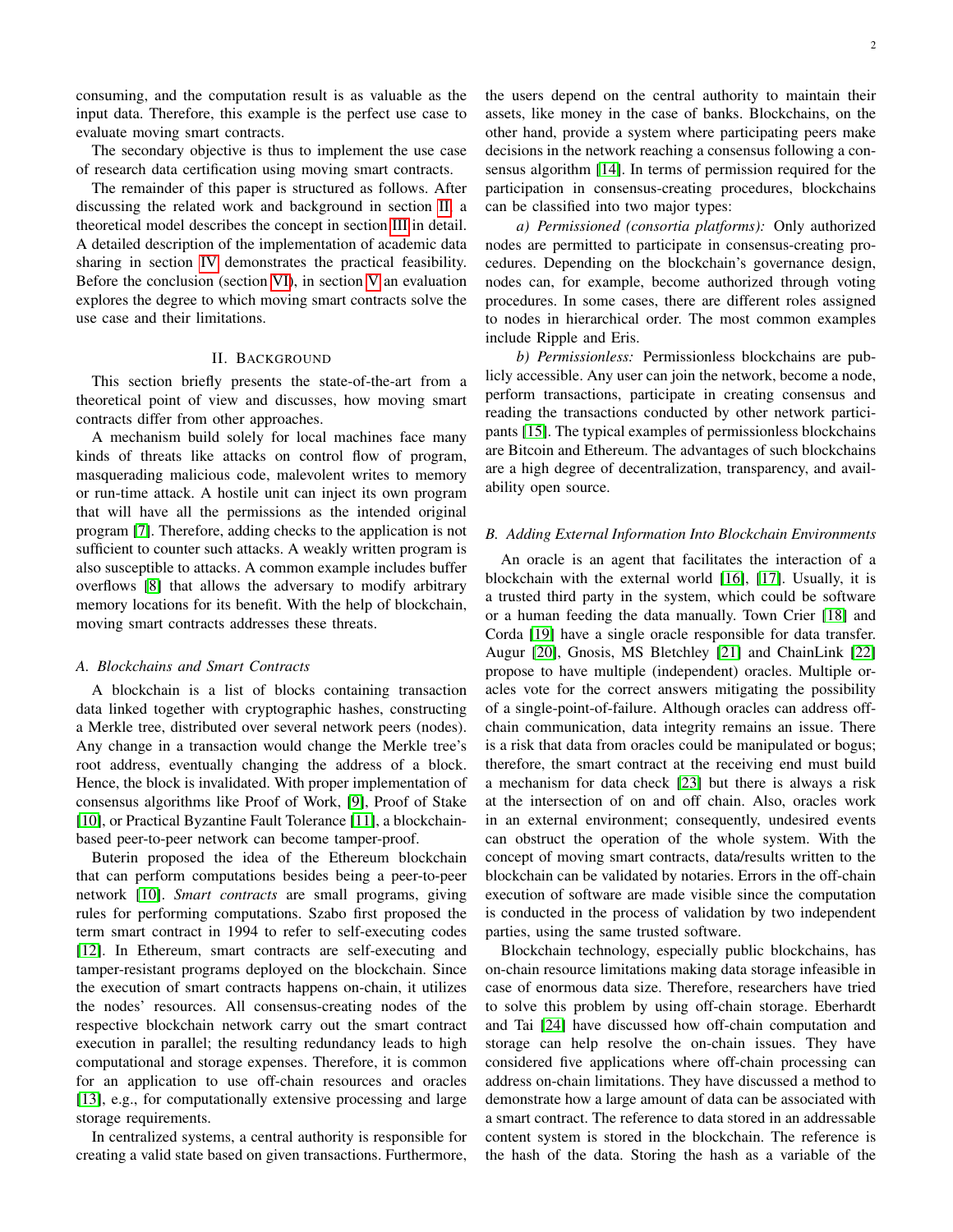consuming, and the computation result is as valuable as the input data. Therefore, this example is the perfect use case to evaluate moving smart contracts.

The secondary objective is thus to implement the use case of research data certification using moving smart contracts.

The remainder of this paper is structured as follows. After discussing the related work and background in section II, a theoretical model describes the concept in section III in detail. A detailed description of the implementation of academic data sharing in section IV demonstrates the practical feasibility. Before the conclusion (section VI), in section V an evaluation explores the degree to which moving smart contracts solve the use case and their limitations.

## II. Background

This section briefly presents the state-of-the-art from a theoretical point of view and discusses, how moving smart contracts differ from other approaches.

A mechanism build solely for local machines face many kinds of threats like attacks on control flow of program, masquerading malicious code, malevolent writes to memory or run-time attack. A hostile unit can inject its own program that will have all the permissions as the intended original program [7]. Therefore, adding checks to the application is not sufficient to counter such attacks. A weakly written program is also susceptible to attacks. A common example includes buffer overflows [8] that allows the adversary to modify arbitrary memory locations for its benefit. With the help of blockchain, moving smart contracts addresses these threats.

### A. Blockchains and Smart Contracts

A blockchain is a list of blocks containing transaction data linked together with cryptographic hashes, constructing a Merkle tree, distributed over several network peers (nodes). Any change in a transaction would change the Merkle tree's root address, eventually changing the address of a block. Hence, the block is invalidated. With proper implementation of consensus algorithms like Proof of Work, [9], Proof of Stake [10], or Practical Byzantine Fault Tolerance [11], a blockchain-based peer-to-peer network can become tamper-proof.

Buterin proposed the idea of the Ethereum blockchain that can perform computations besides being a peer-to-peer network [10]. *Smart contracts* are small programs, giving rules for performing computations. Szabo first proposed the term smart contract in 1994 to refer to self-executing codes [12]. In Ethereum, smart contracts are self-executing and tamper-resistant programs deployed on the blockchain. Since the execution of smart contracts happens on-chain, it utilizes the nodes' resources. All consensus-creating nodes of the respective blockchain network carry out the smart contract execution in parallel; the resulting redundancy leads to high computational and storage expenses. Therefore, it is common for an application to use off-chain resources and oracles [13], e.g., for computationally extensive processing and large storage requirements.

In centralized systems, a central authority is responsible for creating a valid state based on given transactions. Furthermore, the users depend on the central authority to maintain their assets, like money in the case of banks. Blockchains, on the other hand, provide a system where participating peers make decisions in the network reaching a consensus following a consensus algorithm [14]. In terms of permission required for the participation in consensus-creating procedures, blockchains can be classified into two major types:

*a) Permissioned (consortia platforms):* Only authorized nodes are permitted to participate in consensus-creating procedures. Depending on the blockchain's governance design, nodes can, for example, become authorized through voting procedures. In some cases, there are different roles assigned to nodes in hierarchical order. The most common examples include Ripple and Eris.

*b) Permissionless:* Permissionless blockchains are publicly accessible. Any user can join the network, become a node, perform transactions, participate in creating consensus and reading the transactions conducted by other network participants [15]. The typical examples of permissionless blockchains are Bitcoin and Ethereum. The advantages of such blockchains are a high degree of decentralization, transparency, and availability open source.

### B. Adding External Information Into Blockchain Environments

An oracle is an agent that facilitates the interaction of a blockchain with the external world [16], [17]. Usually, it is a trusted third party in the system, which could be software or a human feeding the data manually. Town Crier [18] and Corda [19] have a single oracle responsible for data transfer. Augur [20], Gnosis, MS Bletchley [21] and ChainLink [22] propose to have multiple (independent) oracles. Multiple oracles vote for the correct answers mitigating the possibility of a single-point-of-failure. Although oracles can address off-chain communication, data integrity remains an issue. There is a risk that data from oracles could be manipulated or bogus; therefore, the smart contract at the receiving end must build a mechanism for data check [23] but there is always a risk at the intersection of on and off chain. Also, oracles work in an external environment; consequently, undesired events can obstruct the operation of the whole system. With the concept of moving smart contracts, data/results written to the blockchain can be validated by notaries. Errors in the off-chain execution of software are made visible since the computation is conducted in the process of validation by two independent parties, using the same trusted software.

Blockchain technology, especially public blockchains, has on-chain resource limitations making data storage infeasible in case of enormous data size. Therefore, researchers have tried to solve this problem by using off-chain storage. Eberhardt and Tai [24] have discussed how off-chain computation and storage can help resolve the on-chain issues. They have considered five applications where off-chain processing can address on-chain limitations. They have discussed a method to demonstrate how a large amount of data can be associated with a smart contract. The reference to data stored in an addressable content system is stored in the blockchain. The reference is the hash of the data. Storing the hash as a variable of the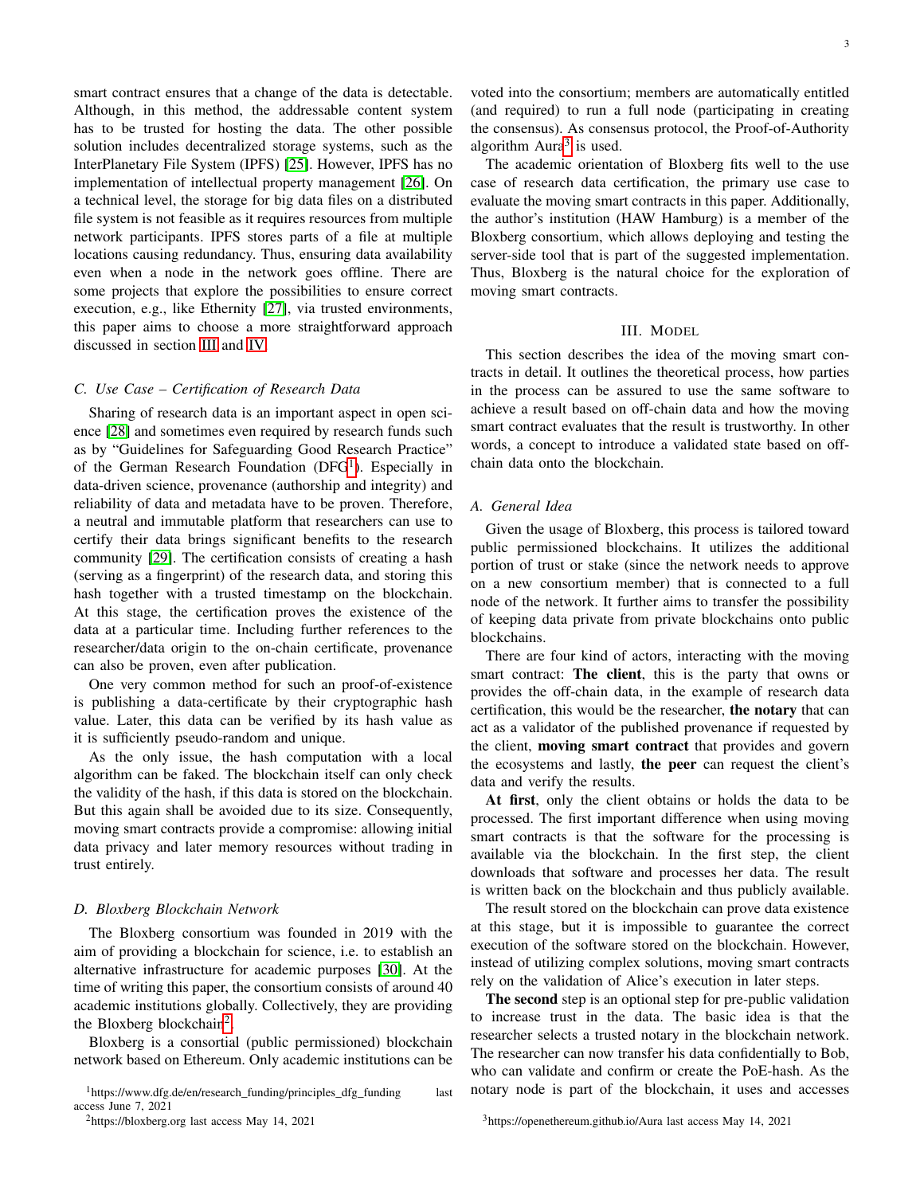smart contract ensures that a change of the data is detectable. Although, in this method, the addressable content system has to be trusted for hosting the data. The other possible solution includes decentralized storage systems, such as the InterPlanetary File System (IPFS) [25]. However, IPFS has no implementation of intellectual property management [26]. On a technical level, the storage for big data files on a distributed file system is not feasible as it requires resources from multiple network participants. IPFS stores parts of a file at multiple locations causing redundancy. Thus, ensuring data availability even when a node in the network goes offline. There are some projects that explore the possibilities to ensure correct execution, e.g., like Ethernity [27], via trusted environments, this paper aims to choose a more straightforward approach discussed in section III and IV.

### C. Use Case – Certification of Research Data

Sharing of research data is an important aspect in open science [28] and sometimes even required by research funds such as by "Guidelines for Safeguarding Good Research Practice" of the German Research Foundation (DFG[1]). Especially in data-driven science, provenance (authorship and integrity) and reliability of data and metadata have to be proven. Therefore, a neutral and immutable platform that researchers can use to certify their data brings significant benefits to the research community [29]. The certification consists of creating a hash (serving as a fingerprint) of the research data, and storing this hash together with a trusted timestamp on the blockchain. At this stage, the certification proves the existence of the data at a particular time. Including further references to the researcher/data origin to the on-chain certificate, provenance can also be proven, even after publication.

One very common method for such an proof-of-existence is publishing a data-certificate by their cryptographic hash value. Later, this data can be verified by its hash value as it is sufficiently pseudo-random and unique.

As the only issue, the hash computation with a local algorithm can be faked. The blockchain itself can only check the validity of the hash, if this data is stored on the blockchain. But this again shall be avoided due to its size. Consequently, moving smart contracts provide a compromise: allowing initial data privacy and later memory resources without trading in trust entirely.

### D. Bloxberg Blockchain Network

The Bloxberg consortium was founded in 2019 with the aim of providing a blockchain for science, i.e. to establish an alternative infrastructure for academic purposes [30]. At the time of writing this paper, the consortium consists of around 40 academic institutions globally. Collectively, they are providing the Bloxberg blockchain[2].

Bloxberg is a consortial (public permissioned) blockchain network based on Ethereum. Only academic institutions can be voted into the consortium; members are automatically entitled (and required) to run a full node (participating in creating the consensus). As consensus protocol, the Proof-of-Authority algorithm Aura[3] is used.

The academic orientation of Bloxberg fits well to the use case of research data certification, the primary use case to evaluate the moving smart contracts in this paper. Additionally, the author's institution (HAW Hamburg) is a member of the Bloxberg consortium, which allows deploying and testing the server-side tool that is part of the suggested implementation. Thus, Bloxberg is the natural choice for the exploration of moving smart contracts.

## III. Model

This section describes the idea of the moving smart contracts in detail. It outlines the theoretical process, how parties in the process can be assured to use the same software to achieve a result based on off-chain data and how the moving smart contract evaluates that the result is trustworthy. In other words, a concept to introduce a validated state based on off-chain data onto the blockchain.

### A. General Idea

Given the usage of Bloxberg, this process is tailored toward public permissioned blockchains. It utilizes the additional portion of trust or stake (since the network needs to approve on a new consortium member) that is connected to a full node of the network. It further aims to transfer the possibility of keeping data private from private blockchains onto public blockchains.

There are four kind of actors, interacting with the moving smart contract: **The client**, this is the party that owns or provides the off-chain data, in the example of research data certification, this would be the researcher, **the notary** that can act as a validator of the published provenance if requested by the client, **moving smart contract** that provides and govern the ecosystems and lastly, **the peer** can request the client's data and verify the results.

**At first**, only the client obtains or holds the data to be processed. The first important difference when using moving smart contracts is that the software for the processing is available via the blockchain. In the first step, the client downloads that software and processes her data. The result is written back on the blockchain and thus publicly available.

The result stored on the blockchain can prove data existence at this stage, but it is impossible to guarantee the correct execution of the software stored on the blockchain. However, instead of utilizing complex solutions, moving smart contracts rely on the validation of Alice's execution in later steps.

**The second** step is an optional step for pre-public validation to increase trust in the data. The basic idea is that the researcher selects a trusted notary in the blockchain network. The researcher can now transfer his data confidentially to Bob, who can validate and confirm or create the PoE-hash. As the notary node is part of the blockchain, it uses and accesses

[1] https://www.dfg.de/en/research_funding/principles_dfg_funding last access June 7, 2021

[2] https://bloxberg.org last access May 14, 2021

[3] https://openethereum.github.io/Aura last access May 14, 2021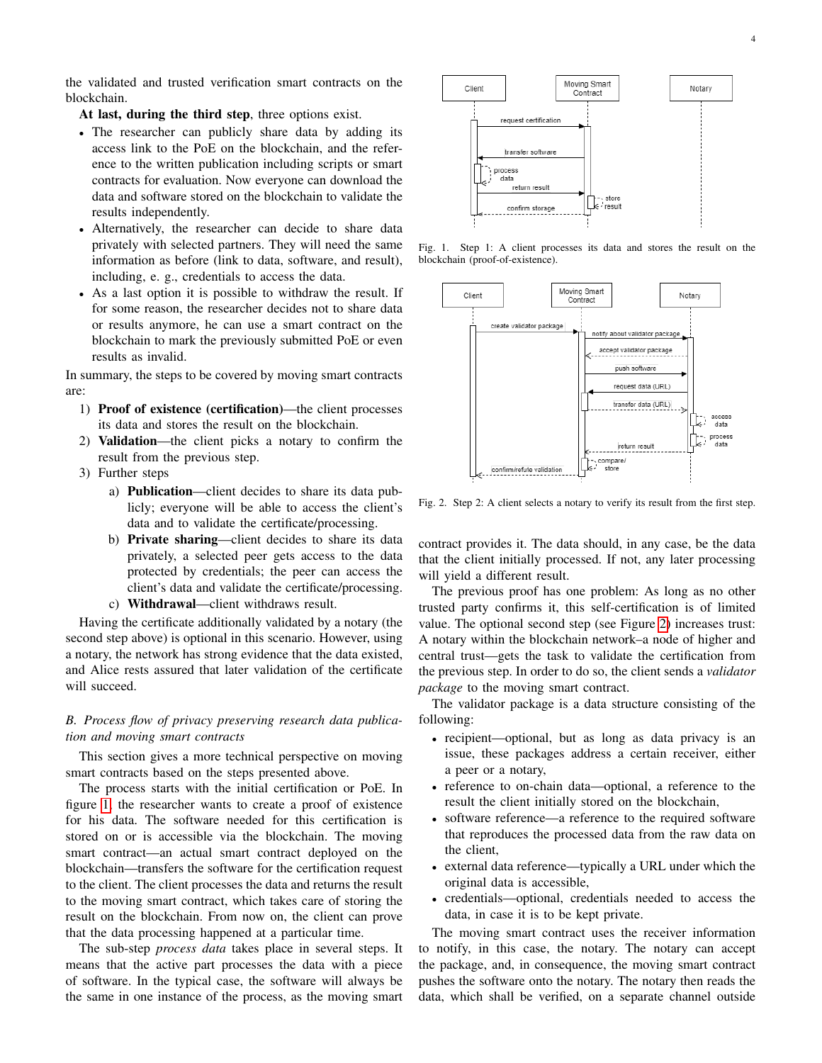the validated and trusted verification smart contracts on the blockchain.

**At last, during the third step**, three options exist.

- The researcher can publicly share data by adding its access link to the PoE on the blockchain, and the reference to the written publication including scripts or smart contracts for evaluation. Now everyone can download the data and software stored on the blockchain to validate the results independently.
- Alternatively, the researcher can decide to share data privately with selected partners. They will need the same information as before (link to data, software, and result), including, e. g., credentials to access the data.
- As a last option it is possible to withdraw the result. If for some reason, the researcher decides not to share data or results anymore, he can use a smart contract on the blockchain to mark the previously submitted PoE or even results as invalid.

In summary, the steps to be covered by moving smart contracts are:

1) **Proof of existence (certification)**—the client processes its data and stores the result on the blockchain.
2) **Validation**—the client picks a notary to confirm the result from the previous step.
3) Further steps
   a) **Publication**—client decides to share its data publicly; everyone will be able to access the client's data and to validate the certificate/processing.
   b) **Private sharing**—client decides to share its data privately, a selected peer gets access to the data protected by credentials; the peer can access the client's data and validate the certificate/processing.
   c) **Withdrawal**—client withdraws result.

Having the certificate additionally validated by a notary (the second step above) is optional in this scenario. However, using a notary, the network has strong evidence that the data existed, and Alice rests assured that later validation of the certificate will succeed.

### *B. Process flow of privacy preserving research data publication and moving smart contracts*

This section gives a more technical perspective on moving smart contracts based on the steps presented above.

The process starts with the initial certification or PoE. In figure 1, the researcher wants to create a proof of existence for his data. The software needed for this certification is stored on or is accessible via the blockchain. The moving smart contract—an actual smart contract deployed on the blockchain—transfers the software for the certification request to the client. The client processes the data and returns the result to the moving smart contract, which takes care of storing the result on the blockchain. From now on, the client can prove that the data processing happened at a particular time.

The sub-step *process data* takes place in several steps. It means that the active part processes the data with a piece of software. In the typical case, the software will always be the same in one instance of the process, as the moving smart contract provides it. The data should, in any case, be the data that the client initially processed. If not, any later processing will yield a different result.

Fig. 1. Step 1: A client processes its data and stores the result on the blockchain (proof-of-existence).

Fig. 2. Step 2: A client selects a notary to verify its result from the first step.

The previous proof has one problem: As long as no other trusted party confirms it, this self-certification is of limited value. The optional second step (see Figure 2) increases trust: A notary within the blockchain network–a node of higher and central trust—gets the task to validate the certification from the previous step. In order to do so, the client sends a *validator package* to the moving smart contract.

The validator package is a data structure consisting of the following:

- recipient—optional, but as long as data privacy is an issue, these packages address a certain receiver, either a peer or a notary,
- reference to on-chain data—optional, a reference to the result the client initially stored on the blockchain,
- software reference—a reference to the required software that reproduces the processed data from the raw data on the client,
- external data reference—typically a URL under which the original data is accessible,
- credentials—optional, credentials needed to access the data, in case it is to be kept private.

The moving smart contract uses the receiver information to notify, in this case, the notary. The notary can accept the package, and, in consequence, the moving smart contract pushes the software onto the notary. The notary then reads the data, which shall be verified, on a separate channel outside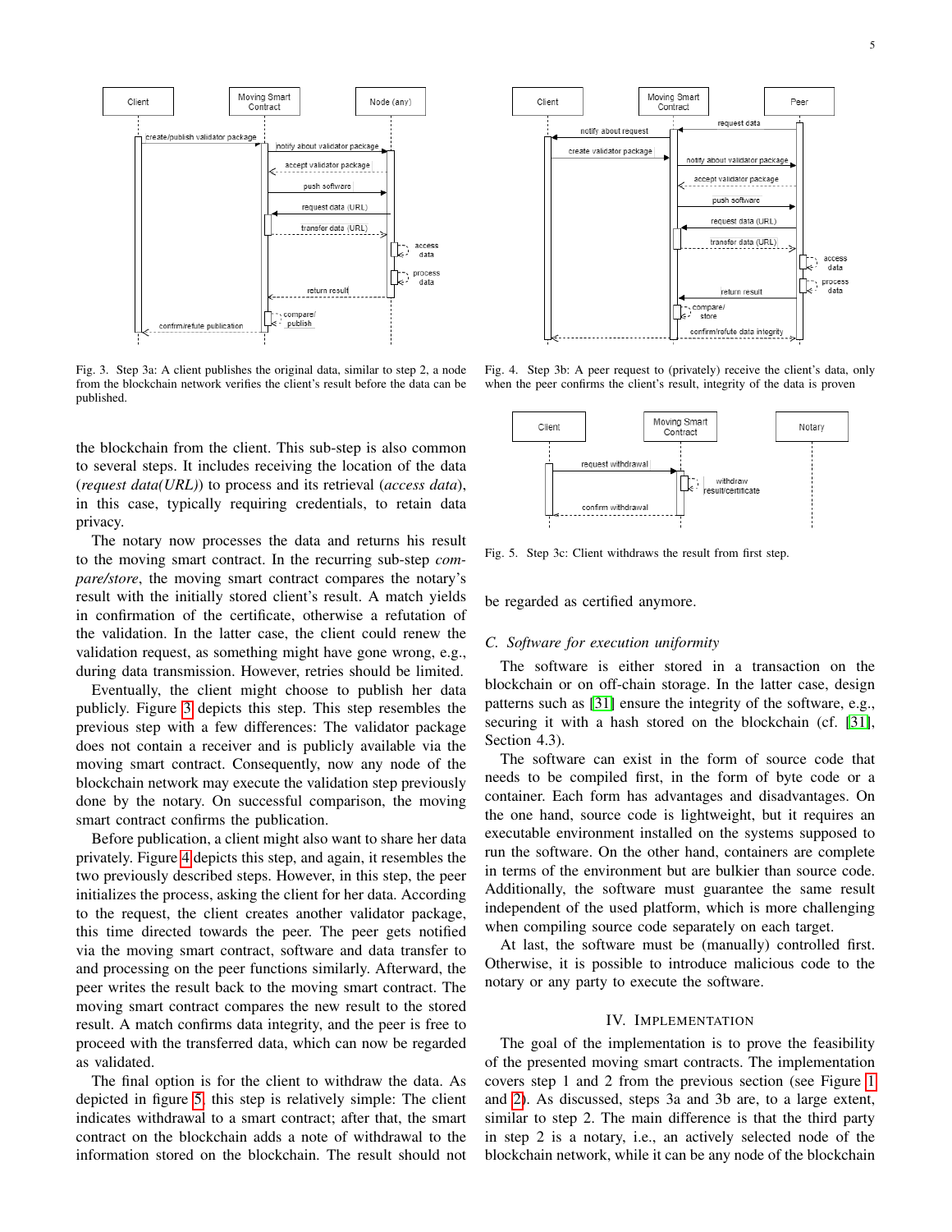Fig. 3. Step 3a: A client publishes the original data, similar to step 2, a node from the blockchain network verifies the client's result before the data can be published.

Fig. 4. Step 3b: A peer request to (privately) receive the client's data, only when the peer confirms the client's result, integrity of the data is proven

Fig. 5. Step 3c: Client withdraws the result from first step.

the blockchain from the client. This sub-step is also common to several steps. It includes receiving the location of the data (*request data(URL)*) to process and its retrieval (*access data*), in this case, typically requiring credentials, to retain data privacy.

The notary now processes the data and returns his result to the moving smart contract. In the recurring sub-step *compare/store*, the moving smart contract compares the notary's result with the initially stored client's result. A match yields in confirmation of the certificate, otherwise a refutation of the validation. In the latter case, the client could renew the validation request, as something might have gone wrong, e.g., during data transmission. However, retries should be limited.

Eventually, the client might choose to publish her data publicly. Figure 3 depicts this step. This step resembles the previous step with a few differences: The validator package does not contain a receiver and is publicly available via the moving smart contract. Consequently, now any node of the blockchain network may execute the validation step previously done by the notary. On successful comparison, the moving smart contract confirms the publication.

Before publication, a client might also want to share her data privately. Figure 4 depicts this step, and again, it resembles the two previously described steps. However, in this step, the peer initializes the process, asking the client for her data. According to the request, the client creates another validator package, this time directed towards the peer. The peer gets notified via the moving smart contract, software and data transfer to and processing on the peer functions similarly. Afterward, the peer writes the result back to the moving smart contract. The moving smart contract compares the new result to the stored result. A match confirms data integrity, and the peer is free to proceed with the transferred data, which can now be regarded as validated.

The final option is for the client to withdraw the data. As depicted in figure 5, this step is relatively simple: The client indicates withdrawal to a smart contract; after that, the smart contract on the blockchain adds a note of withdrawal to the information stored on the blockchain. The result should not be regarded as certified anymore.

### C. Software for execution uniformity

The software is either stored in a transaction on the blockchain or on off-chain storage. In the latter case, design patterns such as [31] ensure the integrity of the software, e.g., securing it with a hash stored on the blockchain (cf. [31], Section 4.3).

The software can exist in the form of source code that needs to be compiled first, in the form of byte code or a container. Each form has advantages and disadvantages. On the one hand, source code is lightweight, but it requires an executable environment installed on the systems supposed to run the software. On the other hand, containers are complete in terms of the environment but are bulkier than source code. Additionally, the software must guarantee the same result independent of the used platform, which is more challenging when compiling source code separately on each target.

At last, the software must be (manually) controlled first. Otherwise, it is possible to introduce malicious code to the notary or any party to execute the software.

## IV. Implementation

The goal of the implementation is to prove the feasibility of the presented moving smart contracts. The implementation covers step 1 and 2 from the previous section (see Figure 1 and 2). As discussed, steps 3a and 3b are, to a large extent, similar to step 2. The main difference is that the third party in step 2 is a notary, i.e., an actively selected node of the blockchain network, while it can be any node of the blockchain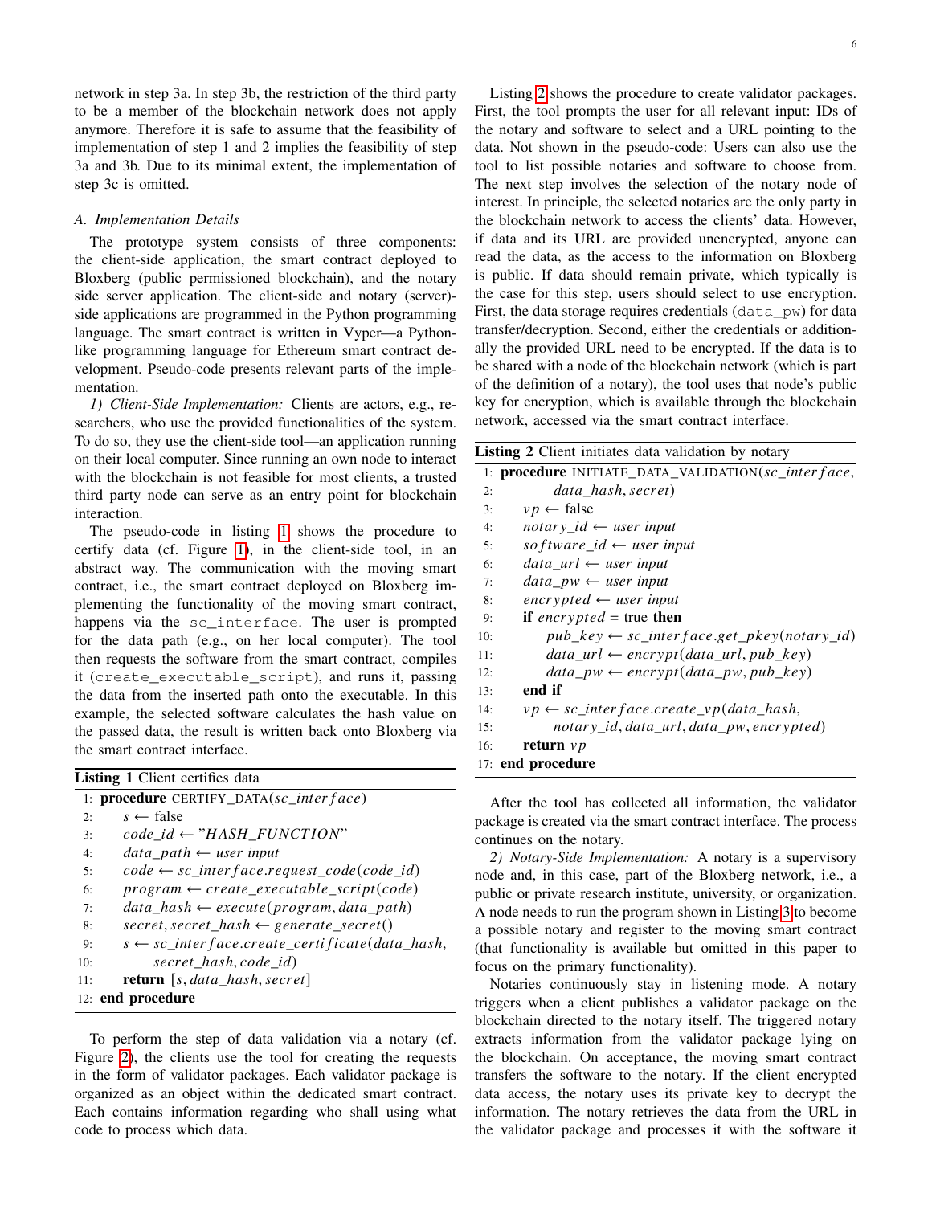network in step 3a. In step 3b, the restriction of the third party to be a member of the blockchain network does not apply anymore. Therefore it is safe to assume that the feasibility of implementation of step 1 and 2 implies the feasibility of step 3a and 3b. Due to its minimal extent, the implementation of step 3c is omitted.

### A. Implementation Details

The prototype system consists of three components: the client-side application, the smart contract deployed to Bloxberg (public permissioned blockchain), and the notary side server application. The client-side and notary (server)-side applications are programmed in the Python programming language. The smart contract is written in Vyper—a Python-like programming language for Ethereum smart contract development. Pseudo-code presents relevant parts of the implementation.

*1) Client-Side Implementation:* Clients are actors, e.g., researchers, who use the provided functionalities of the system. To do so, they use the client-side tool—an application running on their local computer. Since running an own node to interact with the blockchain is not feasible for most clients, a trusted third party node can serve as an entry point for blockchain interaction.

The pseudo-code in listing 1 shows the procedure to certify data (cf. Figure 1), in the client-side tool, in an abstract way. The communication with the moving smart contract, i.e., the smart contract deployed on Bloxberg implementing the functionality of the moving smart contract, happens via the `sc_interface`. The user is prompted for the data path (e.g., on her local computer). The tool then requests the software from the smart contract, compiles it (`create_executable_script`), and runs it, passing the data from the inserted path onto the executable. In this example, the selected software calculates the hash value on the passed data, the result is written back onto Bloxberg via the smart contract interface.

**Listing 1** Client certifies data

```
1:  procedure CERTIFY_DATA(sc_interface)
2:      s ← false
3:      code_id ← "HASH_FUNCTION"
4:      data_path ← user input
5:      code ← sc_interface.request_code(code_id)
6:      program ← create_executable_script(code)
7:      data_hash ← execute(program, data_path)
8:      secret, secret_hash ← generate_secret()
9:      s ← sc_interface.create_certificate(data_hash,
10:             secret_hash, code_id)
11:     return [s, data_hash, secret]
12: end procedure
```

To perform the step of data validation via a notary (cf. Figure 2), the clients use the tool for creating the requests in the form of validator packages. Each validator package is organized as an object within the dedicated smart contract. Each contains information regarding who shall using what code to process which data.

Listing 2 shows the procedure to create validator packages. First, the tool prompts the user for all relevant input: IDs of the notary and software to select and a URL pointing to the data. Not shown in the pseudo-code: Users can also use the tool to list possible notaries and software to choose from. The next step involves the selection of the notary node of interest. In principle, the selected notaries are the only party in the blockchain network to access the clients' data. However, if data and its URL are provided unencrypted, anyone can read the data, as the access to the information on Bloxberg is public. If data should remain private, which typically is the case for this step, users should select to use encryption. First, the data storage requires credentials (`data_pw`) for data transfer/decryption. Second, either the credentials or additionally the provided URL need to be encrypted. If the data is to be shared with a node of the blockchain network (which is part of the definition of a notary), the tool uses that node's public key for encryption, which is available through the blockchain network, accessed via the smart contract interface.

**Listing 2** Client initiates data validation by notary

```
1:  procedure INITIATE_DATA_VALIDATION(sc_interface,
2:          data_hash, secret)
3:      vp ← false
4:      notary_id ← user input
5:      software_id ← user input
6:      data_url ← user input
7:      data_pw ← user input
8:      encrypted ← user input
9:      if encrypted = true then
10:         pub_key ← sc_interface.get_pkey(notary_id)
11:         data_url ← encrypt(data_url, pub_key)
12:         data_pw ← encrypt(data_pw, pub_key)
13:     end if
14:     vp ← sc_interface.create_vp(data_hash,
15:             notary_id, data_url, data_pw, encrypted)
16:     return vp
17: end procedure
```

After the tool has collected all information, the validator package is created via the smart contract interface. The process continues on the notary.

*2) Notary-Side Implementation:* A notary is a supervisory node and, in this case, part of the Bloxberg network, i.e., a public or private research institute, university, or organization. A node needs to run the program shown in Listing 3 to become a possible notary and register to the moving smart contract (that functionality is available but omitted in this paper to focus on the primary functionality).

Notaries continuously stay in listening mode. A notary triggers when a client publishes a validator package on the blockchain directed to the notary itself. The triggered notary extracts information from the validator package lying on the blockchain. On acceptance, the moving smart contract transfers the software to the notary. If the client encrypted data access, the notary uses its private key to decrypt the information. The notary retrieves the data from the URL in the validator package and processes it with the software it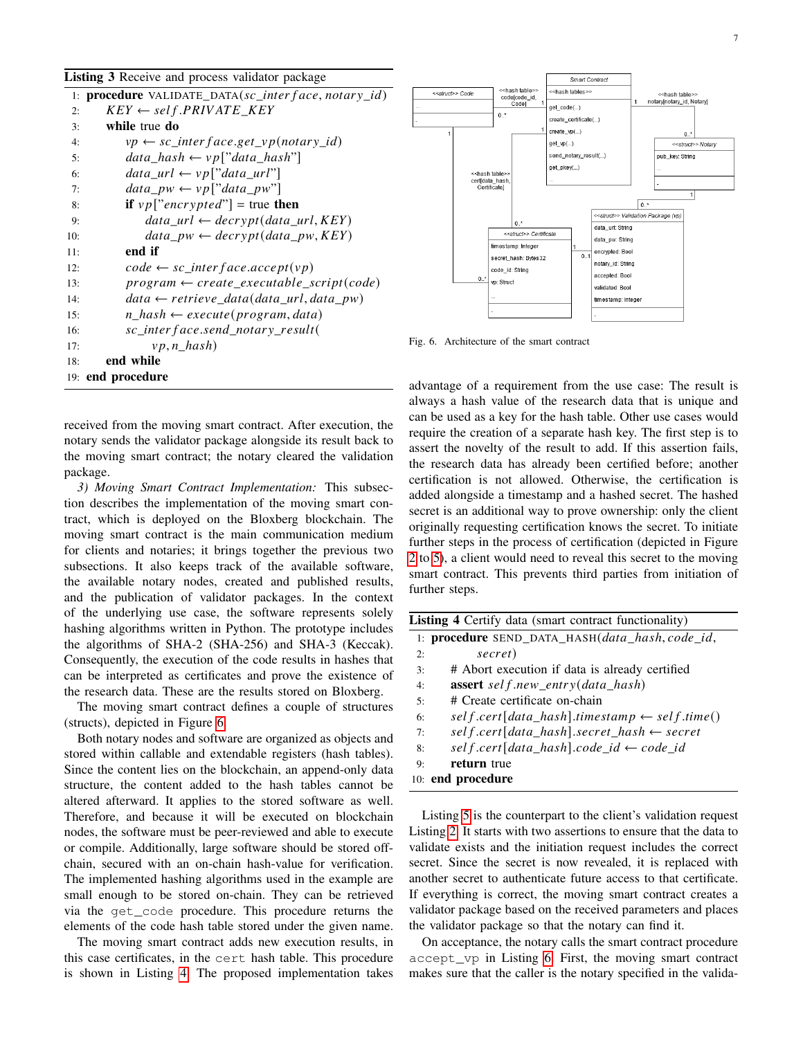**Listing 3** Receive and process validator package

```
1:  procedure VALIDATE_DATA(sc_interface, notary_id)
2:      KEY ← self.PRIVATE_KEY
3:      while true do
4:          vp ← sc_interface.get_vp(notary_id)
5:          data_hash ← vp["data_hash"]
6:          data_url ← vp["data_url"]
7:          data_pw ← vp["data_pw"]
8:          if vp["encrypted"] = true then
9:              data_url ← decrypt(data_url, KEY)
10:             data_pw ← decrypt(data_pw, KEY)
11:         end if
12:         code ← sc_interface.accept(vp)
13:         program ← create_executable_script(code)
14:         data ← retrieve_data(data_url, data_pw)
15:         n_hash ← execute(program, data)
16:         sc_interface.send_notary_result(
17:             vp, n_hash)
18:     end while
19: end procedure
```

received from the moving smart contract. After execution, the notary sends the validator package alongside its result back to the moving smart contract; the notary cleared the validation package.

*3) Moving Smart Contract Implementation:* This subsection describes the implementation of the moving smart contract, which is deployed on the Bloxberg blockchain. The moving smart contract is the main communication medium for clients and notaries; it brings together the previous two subsections. It also keeps track of the available software, the available notary nodes, created and published results, and the publication of validator packages. In the context of the underlying use case, the software represents solely hashing algorithms written in Python. The prototype includes the algorithms of SHA-2 (SHA-256) and SHA-3 (Keccak). Consequently, the execution of the code results in hashes that can be interpreted as certificates and prove the existence of the research data. These are the results stored on Bloxberg.

The moving smart contract defines a couple of structures (structs), depicted in Figure 6.

Both notary nodes and software are organized as objects and stored within callable and extendable registers (hash tables). Since the content lies on the blockchain, an append-only data structure, the content added to the hash tables cannot be altered afterward. It applies to the stored software as well. Therefore, and because it will be executed on blockchain nodes, the software must be peer-reviewed and able to execute or compile. Additionally, large software should be stored off-chain, secured with an on-chain hash-value for verification. The implemented hashing algorithms used in the example are small enough to be stored on-chain. They can be retrieved via the `get_code` procedure. This procedure returns the elements of the code hash table stored under the given name.

The moving smart contract adds new execution results, in this case certificates, in the `cert` hash table. This procedure is shown in Listing 4. The proposed implementation takes

Fig. 6. Architecture of the smart contract

advantage of a requirement from the use case: The result is always a hash value of the research data that is unique and can be used as a key for the hash table. Other use cases would require the creation of a separate hash key. The first step is to assert the novelty of the result to add. If this assertion fails, the research data has already been certified before; another certification is not allowed. Otherwise, the certification is added alongside a timestamp and a hashed secret. The hashed secret is an additional way to prove ownership: only the client originally requesting certification knows the secret. To initiate further steps in the process of certification (depicted in Figure 2 to 5), a client would need to reveal this secret to the moving smart contract. This prevents third parties from initiation of further steps.

**Listing 4** Certify data (smart contract functionality)

```
1:  procedure SEND_DATA_HASH(data_hash, code_id,
2:          secret)
3:      # Abort execution if data is already certified
4:      assert self.new_entry(data_hash)
5:      # Create certificate on-chain
6:      self.cert[data_hash].timestamp ← self.time()
7:      self.cert[data_hash].secret_hash ← secret
8:      self.cert[data_hash].code_id ← code_id
9:      return true
10: end procedure
```

Listing 5 is the counterpart to the client's validation request Listing 2. It starts with two assertions to ensure that the data to validate exists and the initiation request includes the correct secret. Since the secret is now revealed, it is replaced with another secret to authenticate future access to that certificate. If everything is correct, the moving smart contract creates a validator package based on the received parameters and places the validator package so that the notary can find it.

On acceptance, the notary calls the smart contract procedure `accept_vp` in Listing 6. First, the moving smart contract makes sure that the caller is the notary specified in the valida-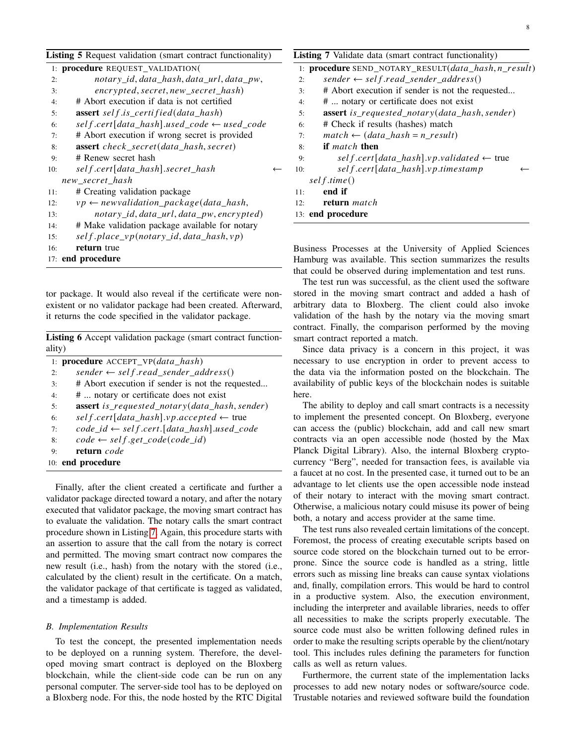**Listing 5** Request validation (smart contract functionality)

```
1:  procedure REQUEST_VALIDATION(
2:          notary_id, data_hash, data_url, data_pw,
3:          encrypted, secret, new_secret_hash)
4:      # Abort execution if data is not certified
5:      assert self.is_certified(data_hash)
6:      self.cert[data_hash].used_code ← used_code
7:      # Abort execution if wrong secret is provided
8:      assert check_secret(data_hash, secret)
9:      # Renew secret hash
10:     self.cert[data_hash].secret_hash ←
        new_secret_hash
11:     # Creating validation package
12:     vp ← newvalidation_package(data_hash,
13:             notary_id, data_url, data_pw, encrypted)
14:     # Make validation package available for notary
15:     self.place_vp(notary_id, data_hash, vp)
16:     return true
17: end procedure
```

tor package. It would also reveal if the certificate were non-existent or no validator package had been created. Afterward, it returns the code specified in the validator package.

**Listing 6** Accept validation package (smart contract functionality)

```
1:  procedure ACCEPT_VP(data_hash)
2:      sender ← self.read_sender_address()
3:      # Abort execution if sender is not the requested...
4:      # ... notary or certificate does not exist
5:      assert is_requested_notary(data_hash, sender)
6:      self.cert[data_hash].vp.accepted ← true
7:      code_id ← self.cert.[data_hash].used_code
8:      code ← self.get_code(code_id)
9:      return code
10: end procedure
```

Finally, after the client created a certificate and further a validator package directed toward a notary, and after the notary executed that validator package, the moving smart contract has to evaluate the validation. The notary calls the smart contract procedure shown in Listing 7. Again, this procedure starts with an assertion to assure that the call from the notary is correct and permitted. The moving smart contract now compares the new result (i.e., hash) from the notary with the stored (i.e., calculated by the client) result in the certificate. On a match, the validator package of that certificate is tagged as validated, and a timestamp is added.

### *B. Implementation Results*

To test the concept, the presented implementation needs to be deployed on a running system. Therefore, the developed moving smart contract is deployed on the Bloxberg blockchain, while the client-side code can be run on any personal computer. The server-side tool has to be deployed on a Bloxberg node. For this, the node hosted by the RTC Digital

**Listing 7** Validate data (smart contract functionality)

```
1:  procedure SEND_NOTARY_RESULT(data_hash, n_result)
2:      sender ← self.read_sender_address()
3:      # Abort execution if sender is not the requested...
4:      # ... notary or certificate does not exist
5:      assert is_requested_notary(data_hash, sender)
6:      # Check if results (hashes) match
7:      match ← (data_hash = n_result)
8:      if match then
9:          self.cert[data_hash].vp.validated ← true
10:         self.cert[data_hash].vp.timestamp ←
        self.time()
11:     end if
12:     return match
13: end procedure
```

Business Processes at the University of Applied Sciences Hamburg was available. This section summarizes the results that could be observed during implementation and test runs.

The test run was successful, as the client used the software stored in the moving smart contract and added a hash of arbitrary data to Bloxberg. The client could also invoke validation of the hash by the notary via the moving smart contract. Finally, the comparison performed by the moving smart contract reported a match.

Since data privacy is a concern in this project, it was necessary to use encryption in order to prevent access to the data via the information posted on the blockchain. The availability of public keys of the blockchain nodes is suitable here.

The ability to deploy and call smart contracts is a necessity to implement the presented concept. On Bloxberg, everyone can access the (public) blockchain, add and call new smart contracts via an open accessible node (hosted by the Max Planck Digital Library). Also, the internal Bloxberg crypto-currency "Berg", needed for transaction fees, is available via a faucet at no cost. In the presented case, it turned out to be an advantage to let clients use the open accessible node instead of their notary to interact with the moving smart contract. Otherwise, a malicious notary could misuse its power of being both, a notary and access provider at the same time.

The test runs also revealed certain limitations of the concept. Foremost, the process of creating executable scripts based on source code stored on the blockchain turned out to be error-prone. Since the source code is handled as a string, little errors such as missing line breaks can cause syntax violations and, finally, compilation errors. This would be hard to control in a productive system. Also, the execution environment, including the interpreter and available libraries, needs to offer all necessities to make the scripts properly executable. The source code must also be written following defined rules in order to make the resulting scripts operable by the client/notary tool. This includes rules defining the parameters for function calls as well as return values.

Furthermore, the current state of the implementation lacks processes to add new notary nodes or software/source code. Trustable notaries and reviewed software build the foundation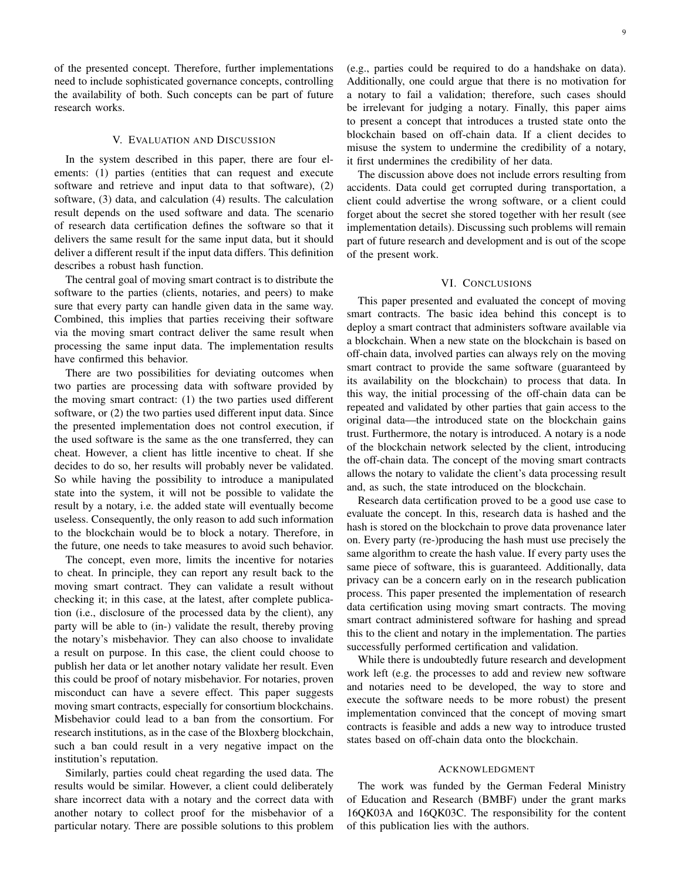of the presented concept. Therefore, further implementations need to include sophisticated governance concepts, controlling the availability of both. Such concepts can be part of future research works.

## V. Evaluation and Discussion

In the system described in this paper, there are four elements: (1) parties (entities that can request and execute software and retrieve and input data to that software), (2) software, (3) data, and calculation (4) results. The calculation result depends on the used software and data. The scenario of research data certification defines the software so that it delivers the same result for the same input data, but it should deliver a different result if the input data differs. This definition describes a robust hash function.

The central goal of moving smart contract is to distribute the software to the parties (clients, notaries, and peers) to make sure that every party can handle given data in the same way. Combined, this implies that parties receiving their software via the moving smart contract deliver the same result when processing the same input data. The implementation results have confirmed this behavior.

There are two possibilities for deviating outcomes when two parties are processing data with software provided by the moving smart contract: (1) the two parties used different software, or (2) the two parties used different input data. Since the presented implementation does not control execution, if the used software is the same as the one transferred, they can cheat. However, a client has little incentive to cheat. If she decides to do so, her results will probably never be validated. So while having the possibility to introduce a manipulated state into the system, it will not be possible to validate the result by a notary, i.e. the added state will eventually become useless. Consequently, the only reason to add such information to the blockchain would be to block a notary. Therefore, in the future, one needs to take measures to avoid such behavior.

The concept, even more, limits the incentive for notaries to cheat. In principle, they can report any result back to the moving smart contract. They can validate a result without checking it; in this case, at the latest, after complete publication (i.e., disclosure of the processed data by the client), any party will be able to (in-) validate the result, thereby proving the notary's misbehavior. They can also choose to invalidate a result on purpose. In this case, the client could choose to publish her data or let another notary validate her result. Even this could be proof of notary misbehavior. For notaries, proven misconduct can have a severe effect. This paper suggests moving smart contracts, especially for consortium blockchains. Misbehavior could lead to a ban from the consortium. For research institutions, as in the case of the Bloxberg blockchain, such a ban could result in a very negative impact on the institution's reputation.

Similarly, parties could cheat regarding the used data. The results would be similar. However, a client could deliberately share incorrect data with a notary and the correct data with another notary to collect proof for the misbehavior of a particular notary. There are possible solutions to this problem (e.g., parties could be required to do a handshake on data). Additionally, one could argue that there is no motivation for a notary to fail a validation; therefore, such cases should be irrelevant for judging a notary. Finally, this paper aims to present a concept that introduces a trusted state onto the blockchain based on off-chain data. If a client decides to misuse the system to undermine the credibility of a notary, it first undermines the credibility of her data.

The discussion above does not include errors resulting from accidents. Data could get corrupted during transportation, a client could advertise the wrong software, or a client could forget about the secret she stored together with her result (see implementation details). Discussing such problems will remain part of future research and development and is out of the scope of the present work.

## VI. Conclusions

This paper presented and evaluated the concept of moving smart contracts. The basic idea behind this concept is to deploy a smart contract that administers software available via a blockchain. When a new state on the blockchain is based on off-chain data, involved parties can always rely on the moving smart contract to provide the same software (guaranteed by its availability on the blockchain) to process that data. In this way, the initial processing of the off-chain data can be repeated and validated by other parties that gain access to the original data—the introduced state on the blockchain gains trust. Furthermore, the notary is introduced. A notary is a node of the blockchain network selected by the client, introducing the off-chain data. The concept of the moving smart contracts allows the notary to validate the client's data processing result and, as such, the state introduced on the blockchain.

Research data certification proved to be a good use case to evaluate the concept. In this, research data is hashed and the hash is stored on the blockchain to prove data provenance later on. Every party (re-)producing the hash must use precisely the same algorithm to create the hash value. If every party uses the same piece of software, this is guaranteed. Additionally, data privacy can be a concern early on in the research publication process. This paper presented the implementation of research data certification using moving smart contracts. The moving smart contract administered software for hashing and spread this to the client and notary in the implementation. The parties successfully performed certification and validation.

While there is undoubtedly future research and development work left (e.g. the processes to add and review new software and notaries need to be developed, the way to store and execute the software needs to be more robust) the present implementation convinced that the concept of moving smart contracts is feasible and adds a new way to introduce trusted states based on off-chain data onto the blockchain.

## Acknowledgment

The work was funded by the German Federal Ministry of Education and Research (BMBF) under the grant marks 16QK03A and 16QK03C. The responsibility for the content of this publication lies with the authors.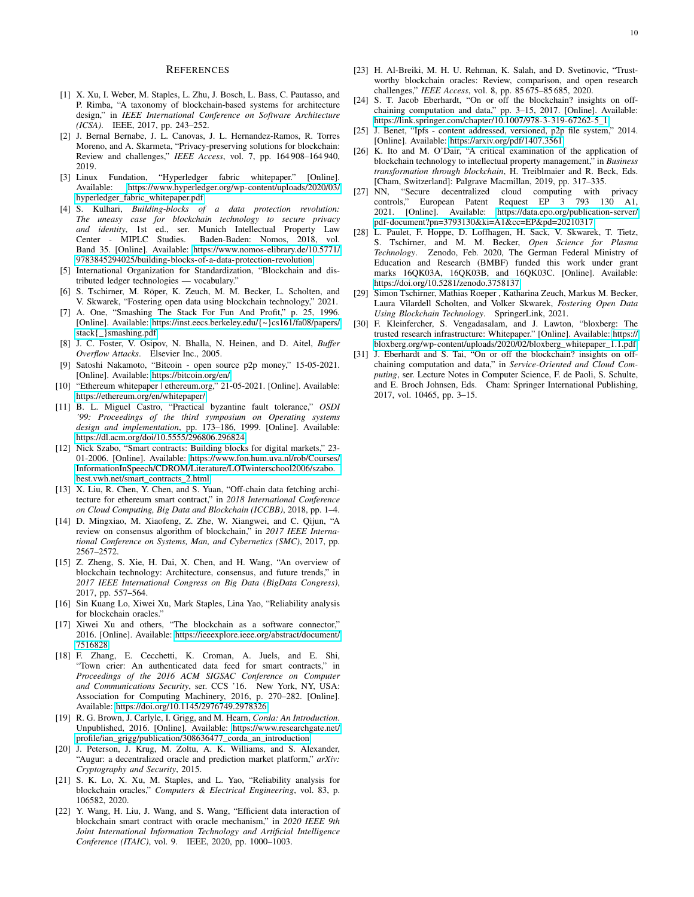# References

[1] X. Xu, I. Weber, M. Staples, L. Zhu, J. Bosch, L. Bass, C. Pautasso, and P. Rimba, "A taxonomy of blockchain-based systems for architecture design," in *IEEE International Conference on Software Architecture (ICSA)*. IEEE, 2017, pp. 243–252.

[2] J. Bernal Bernabe, J. L. Canovas, J. L. Hernandez-Ramos, R. Torres Moreno, and A. Skarmeta, "Privacy-preserving solutions for blockchain: Review and challenges," *IEEE Access*, vol. 7, pp. 164 908–164 940, 2019.

[3] Linux Fundation, "Hyperledger fabric whitepaper." [Online]. Available: https://www.hyperledger.org/wp-content/uploads/2020/03/hyperledger_fabric_whitepaper.pdf

[4] S. Kulhari, *Building-blocks of a data protection revolution: The uneasy case for blockchain technology to secure privacy and identity*, 1st ed., ser. Munich Intellectual Property Law Center - MIPLC Studies. Baden-Baden: Nomos, 2018, vol. Band 35. [Online]. Available: https://www.nomos-elibrary.de/10.5771/9783845294025/building-blocks-of-a-data-protection-revolution

[5] International Organization for Standardization, "Blockchain and distributed ledger technologies — vocabulary."

[6] S. Tschirner, M. Röper, K. Zeuch, M. M. Becker, L. Scholten, and V. Skwarek, "Fostering open data using blockchain technology," 2021.

[7] A. One, "Smashing The Stack For Fun And Profit," p. 25, 1996. [Online]. Available: https://inst.eecs.berkeley.edu/{~}cs161/fa08/papers/stack{_}smashing.pdf

[8] J. C. Foster, V. Osipov, N. Bhalla, N. Heinen, and D. Aitel, *Buffer Overflow Attacks*. Elsevier Inc., 2005.

[9] Satoshi Nakamoto, "Bitcoin - open source p2p money," 15-05-2021. [Online]. Available: https://bitcoin.org/en/

[10] "Ethereum whitepaper | ethereum.org," 21-05-2021. [Online]. Available: https://ethereum.org/en/whitepaper/

[11] B. L. Miguel Castro, "Practical byzantine fault tolerance," *OSDI '99: Proceedings of the third symposium on Operating systems design and implementation*, pp. 173–186, 1999. [Online]. Available: https://dl.acm.org/doi/10.5555/296806.296824

[12] Nick Szabo, "Smart contracts: Building blocks for digital markets," 23-01-2006. [Online]. Available: https://www.fon.hum.uva.nl/rob/Courses/InformationInSpeech/CDROM/Literature/LOTwinterschool2006/szabo.best.vwh.net/smart_contracts_2.html

[13] X. Liu, R. Chen, Y. Chen, and S. Yuan, "Off-chain data fetching architecture for ethereum smart contract," in *2018 International Conference on Cloud Computing, Big Data and Blockchain (ICCBB)*, 2018, pp. 1–4.

[14] D. Mingxiao, M. Xiaofeng, Z. Zhe, W. Xiangwei, and C. Qijun, "A review on consensus algorithm of blockchain," in *2017 IEEE International Conference on Systems, Man, and Cybernetics (SMC)*, 2017, pp. 2567–2572.

[15] Z. Zheng, S. Xie, H. Dai, X. Chen, and H. Wang, "An overview of blockchain technology: Architecture, consensus, and future trends," in *2017 IEEE International Congress on Big Data (BigData Congress)*, 2017, pp. 557–564.

[16] Sin Kuang Lo, Xiwei Xu, Mark Staples, Lina Yao, "Reliability analysis for blockchain oracles."

[17] Xiwei Xu and others, "The blockchain as a software connector," 2016. [Online]. Available: https://ieeexplore.ieee.org/abstract/document/7516828

[18] F. Zhang, E. Cecchetti, K. Croman, A. Juels, and E. Shi, "Town crier: An authenticated data feed for smart contracts," in *Proceedings of the 2016 ACM SIGSAC Conference on Computer and Communications Security*, ser. CCS '16. New York, NY, USA: Association for Computing Machinery, 2016, p. 270–282. [Online]. Available: https://doi.org/10.1145/2976749.2978326

[19] R. G. Brown, J. Carlyle, I. Grigg, and M. Hearn, *Corda: An Introduction*. Unpublished, 2016. [Online]. Available: https://www.researchgate.net/profile/ian_grigg/publication/308636477_corda_an_introduction

[20] J. Peterson, J. Krug, M. Zoltu, A. K. Williams, and S. Alexander, "Augur: a decentralized oracle and prediction market platform," *arXiv: Cryptography and Security*, 2015.

[21] S. K. Lo, X. Xu, M. Staples, and L. Yao, "Reliability analysis for blockchain oracles," *Computers & Electrical Engineering*, vol. 83, p. 106582, 2020.

[22] Y. Wang, H. Liu, J. Wang, and S. Wang, "Efficient data interaction of blockchain smart contract with oracle mechanism," in *2020 IEEE 9th Joint International Information Technology and Artificial Intelligence Conference (ITAIC)*, vol. 9. IEEE, 2020, pp. 1000–1003.

[23] H. Al-Breiki, M. H. U. Rehman, K. Salah, and D. Svetinovic, "Trustworthy blockchain oracles: Review, comparison, and open research challenges," *IEEE Access*, vol. 8, pp. 85 675–85 685, 2020.

[24] S. T. Jacob Eberhardt, "On or off the blockchain? insights on off-chaining computation and data," pp. 3–15, 2017. [Online]. Available: https://link.springer.com/chapter/10.1007/978-3-319-67262-5_1

[25] J. Benet, "Ipfs - content addressed, versioned, p2p file system," 2014. [Online]. Available: https://arxiv.org/pdf/1407.3561

[26] K. Ito and M. O'Dair, "A critical examination of the application of blockchain technology to intellectual property management," in *Business transformation through blockchain*, H. Treiblmaier and R. Beck, Eds. [Cham, Switzerland]: Palgrave Macmillan, 2019, pp. 317–335.

[27] NN, "Secure decentralized cloud computing with privacy controls," European Patent Request EP 3 793 130 A1, 2021. [Online]. Available: https://data.epo.org/publication-server/pdf-document?pn=3793130&ki=A1&cc=EP&pd=20210317

[28] L. Paulet, F. Hoppe, D. Loffhagen, H. Sack, V. Skwarek, T. Tietz, S. Tschirner, and M. M. Becker, *Open Science for Plasma Technology*. Zenodo, Feb. 2020, The German Federal Ministry of Education and Research (BMBF) funded this work under grant marks 16QK03A, 16QK03B, and 16QK03C. [Online]. Available: https://doi.org/10.5281/zenodo.3758137

[29] Simon Tschirner, Mathias Roeper , Katharina Zeuch, Markus M. Becker, Laura Vilardell Scholten, and Volker Skwarek, *Fostering Open Data Using Blockchain Technology*. SpringerLink, 2021.

[30] F. Kleinfercher, S. Vengadasalam, and J. Lawton, "bloxberg: The trusted research infrastructure: Whitepaper." [Online]. Available: https://bloxberg.org/wp-content/uploads/2020/02/bloxberg_whitepaper_1.1.pdf

[31] J. Eberhardt and S. Tai, "On or off the blockchain? insights on off-chaining computation and data," in *Service-Oriented and Cloud Computing*, ser. Lecture Notes in Computer Science, F. de Paoli, S. Schulte, and E. Broch Johnsen, Eds. Cham: Springer International Publishing, 2017, vol. 10465, pp. 3–15.